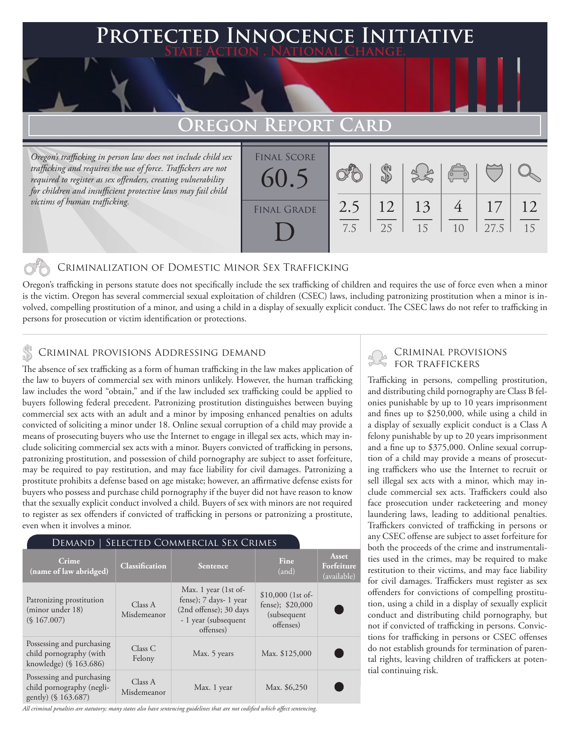# Protected Innocence Initiative

**State Action . National Change.**

## Oregon Report Card

*Oregon's trafficking in person law does not include child sex trafficking and requires the use of force. Traffickers are not required to register as sex offenders, creating vulnerability for children and insufficient protective laws may fail child victims of human trafficking.*

| Final Score | Criminalization of Domestic Minor Sex Trafficking | Criminal Provisions Addressing Demand | Criminal Provisions for Traffickers | Criminal Provisions for Facilitators | Protective Provisions for the Child Victims | Criminal Justice Tools for Investigation and Prosecution |
|---|---|---|---|---|---|---|
| 60.5 | 2.5 / 7.5 | 12 / 25 | 13 / 15 | 4 / 10 | 17 / 27.5 | 12 / 15 |

**Final Grade: D**

### Criminalization of Domestic Minor Sex Trafficking

Oregon's trafficking in persons statute does not specifically include the sex trafficking of children and requires the use of force even when a minor is the victim. Oregon has several commercial sexual exploitation of children (CSEC) laws, including patronizing prostitution when a minor is involved, compelling prostitution of a minor, and using a child in a display of sexually explicit conduct. The CSEC laws do not refer to trafficking in persons for prosecution or victim identification or protections.

### Criminal provisions Addressing demand

The absence of sex trafficking as a form of human trafficking in the law makes application of the law to buyers of commercial sex with minors unlikely. However, the human trafficking law includes the word "obtain," and if the law included sex trafficking could be applied to buyers following federal precedent. Patronizing prostitution distinguishes between buying commercial sex acts with an adult and a minor by imposing enhanced penalties on adults convicted of soliciting a minor under 18. Online sexual corruption of a child may provide a means of prosecuting buyers who use the Internet to engage in illegal sex acts, which may include soliciting commercial sex acts with a minor. Buyers convicted of trafficking in persons, patronizing prostitution, and possession of child pornography are subject to asset forfeiture, may be required to pay restitution, and may face liability for civil damages. Patronizing a prostitute prohibits a defense based on age mistake; however, an affirmative defense exists for buyers who possess and purchase child pornography if the buyer did not have reason to know that the sexually explicit conduct involved a child. Buyers of sex with minors are not required to register as sex offenders if convicted of trafficking in persons or patronizing a prostitute, even when it involves a minor.

**Demand | Selected Commercial Sex Crimes**

| Crime (name of law abridged) | Classification | Sentence | Fine (and) | Asset Forfeiture (available) |
|---|---|---|---|---|
| Patronizing prostitution (minor under 18) (§ 167.007) | Class A Misdemeanor | Max. 1 year (1st offense); 7 days- 1 year (2nd offense); 30 days - 1 year (subsequent offenses) | $10,000 (1st offense); $20,000 (subsequent offenses) | ● |
| Possessing and purchasing child pornography (with knowledge) (§ 163.686) | Class C Felony | Max. 5 years | Max. $125,000 | ● |
| Possessing and purchasing child pornography (negligently) (§ 163.687) | Class A Misdemeanor | Max. 1 year | Max. $6,250 | ● |

*All criminal penalties are statutory; many states also have sentencing guidelines that are not codified which affect sentencing.*

### Criminal provisions for traffickers

Trafficking in persons, compelling prostitution, and distributing child pornography are Class B felonies punishable by up to 10 years imprisonment and fines up to $250,000, while using a child in a display of sexually explicit conduct is a Class A felony punishable by up to 20 years imprisonment and a fine up to $375,000. Online sexual corruption of a child may provide a means of prosecuting traffickers who use the Internet to recruit or sell illegal sex acts with a minor, which may include commercial sex acts. Traffickers could also face prosecution under racketeering and money laundering laws, leading to additional penalties. Traffickers convicted of trafficking in persons or any CSEC offense are subject to asset forfeiture for both the proceeds of the crime and instrumentalities used in the crimes, may be required to make restitution to their victims, and may face liability for civil damages. Traffickers must register as sex offenders for convictions of compelling prostitution, using a child in a display of sexually explicit conduct and distributing child pornography, but not if convicted of trafficking in persons. Convictions for trafficking in persons or CSEC offenses do not establish grounds for termination of parental rights, leaving children of traffickers at potential continuing risk.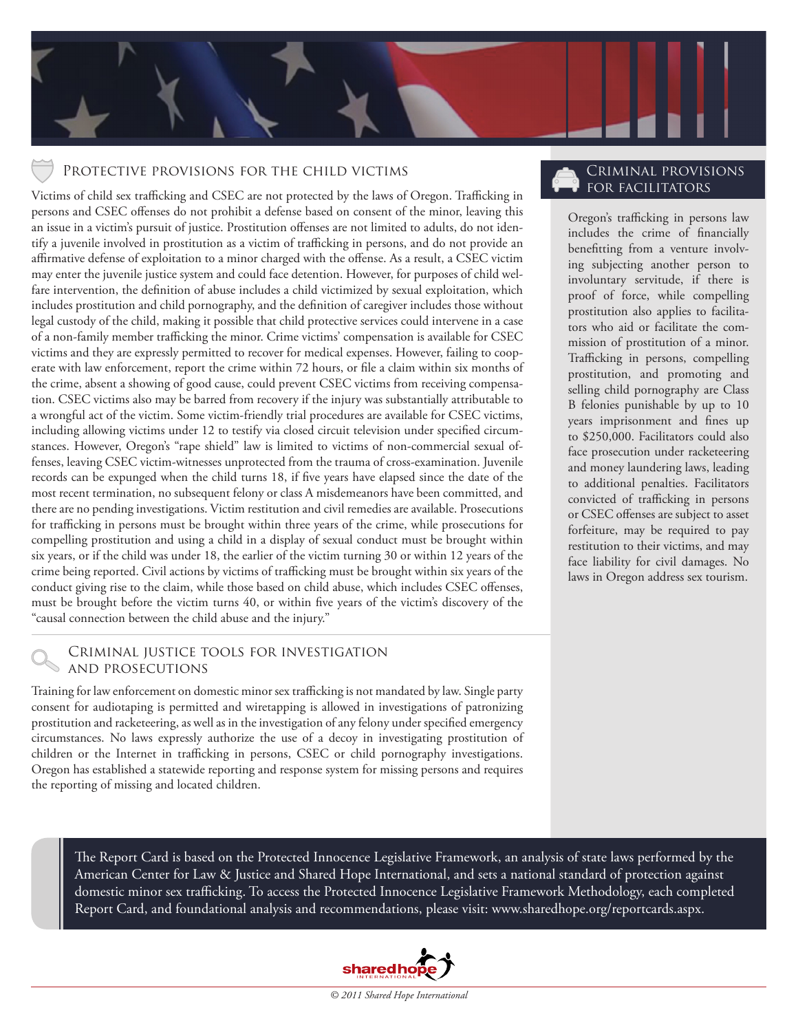## Protective provisions for the child victims

Victims of child sex trafficking and CSEC are not protected by the laws of Oregon. Trafficking in persons and CSEC offenses do not prohibit a defense based on consent of the minor, leaving this an issue in a victim's pursuit of justice. Prostitution offenses are not limited to adults, do not identify a juvenile involved in prostitution as a victim of trafficking in persons, and do not provide an affirmative defense of exploitation to a minor charged with the offense. As a result, a CSEC victim may enter the juvenile justice system and could face detention. However, for purposes of child welfare intervention, the definition of abuse includes a child victimized by sexual exploitation, which includes prostitution and child pornography, and the definition of caregiver includes those without legal custody of the child, making it possible that child protective services could intervene in a case of a non-family member trafficking the minor. Crime victims' compensation is available for CSEC victims and they are expressly permitted to recover for medical expenses. However, failing to cooperate with law enforcement, report the crime within 72 hours, or file a claim within six months of the crime, absent a showing of good cause, could prevent CSEC victims from receiving compensation. CSEC victims also may be barred from recovery if the injury was substantially attributable to a wrongful act of the victim. Some victim-friendly trial procedures are available for CSEC victims, including allowing victims under 12 to testify via closed circuit television under specified circumstances. However, Oregon's "rape shield" law is limited to victims of non-commercial sexual offenses, leaving CSEC victim-witnesses unprotected from the trauma of cross-examination. Juvenile records can be expunged when the child turns 18, if five years have elapsed since the date of the most recent termination, no subsequent felony or class A misdemeanors have been committed, and there are no pending investigations. Victim restitution and civil remedies are available. Prosecutions for trafficking in persons must be brought within three years of the crime, while prosecutions for compelling prostitution and using a child in a display of sexual conduct must be brought within six years, or if the child was under 18, the earlier of the victim turning 30 or within 12 years of the crime being reported. Civil actions by victims of trafficking must be brought within six years of the conduct giving rise to the claim, while those based on child abuse, which includes CSEC offenses, must be brought before the victim turns 40, or within five years of the victim's discovery of the "causal connection between the child abuse and the injury."

## Criminal justice tools for investigation and prosecutions

Training for law enforcement on domestic minor sex trafficking is not mandated by law. Single party consent for audiotaping is permitted and wiretapping is allowed in investigations of patronizing prostitution and racketeering, as well as in the investigation of any felony under specified emergency circumstances. No laws expressly authorize the use of a decoy in investigating prostitution of children or the Internet in trafficking in persons, CSEC or child pornography investigations. Oregon has established a statewide reporting and response system for missing persons and requires the reporting of missing and located children.

## Criminal provisions for facilitators

Oregon's trafficking in persons law includes the crime of financially benefitting from a venture involving subjecting another person to involuntary servitude, if there is proof of force, while compelling prostitution also applies to facilitators who aid or facilitate the commission of prostitution of a minor. Trafficking in persons, compelling prostitution, and promoting and selling child pornography are Class B felonies punishable by up to 10 years imprisonment and fines up to $250,000. Facilitators could also face prosecution under racketeering and money laundering laws, leading to additional penalties. Facilitators convicted of trafficking in persons or CSEC offenses are subject to asset forfeiture, may be required to pay restitution to their victims, and may face liability for civil damages. No laws in Oregon address sex tourism.

The Report Card is based on the Protected Innocence Legislative Framework, an analysis of state laws performed by the American Center for Law & Justice and Shared Hope International, and sets a national standard of protection against domestic minor sex trafficking. To access the Protected Innocence Legislative Framework Methodology, each completed Report Card, and foundational analysis and recommendations, please visit: www.sharedhope.org/reportcards.aspx.

*© 2011 Shared Hope International*